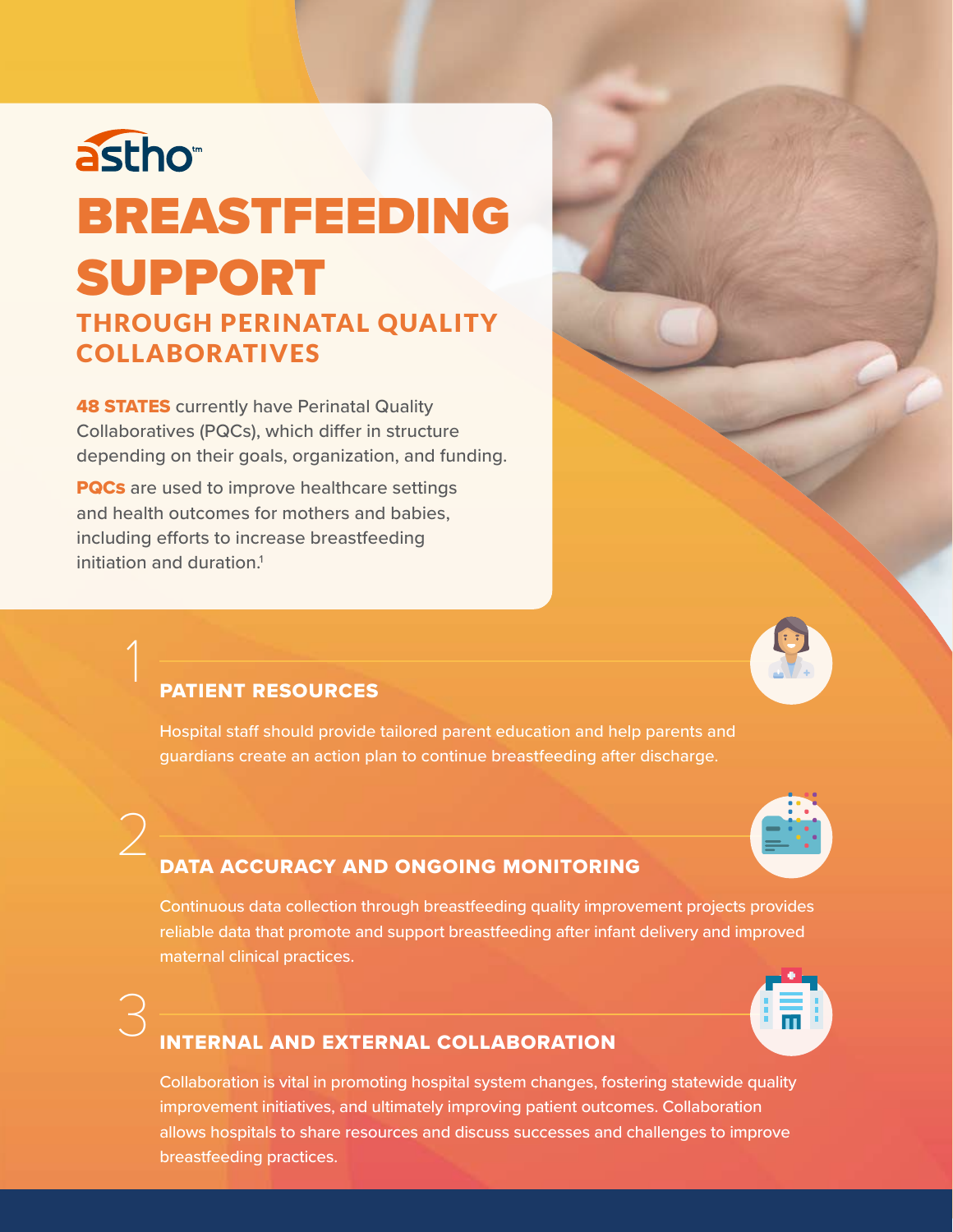astho

# BREASTFEEDING SUPPORT

## THROUGH PERINATAL QUALITY COLLABORATIVES

**48 STATES** currently have Perinatal Quality Collaboratives (PQCs), which differ in structure depending on their goals, organization, and funding.

**PQCs** are used to improve healthcare settings and health outcomes for mothers and babies, including efforts to increase breastfeeding initiation and duration.[1]

### 1 PATIENT RESOURCES

Hospital staff should provide tailored parent education and help parents and guardians create an action plan to continue breastfeeding after discharge.

### 2 DATA ACCURACY AND ONGOING MONITORING

Continuous data collection through breastfeeding quality improvement projects provides reliable data that promote and support breastfeeding after infant delivery and improved maternal clinical practices.

### 3 INTERNAL AND EXTERNAL COLLABORATION

Collaboration is vital in promoting hospital system changes, fostering statewide quality improvement initiatives, and ultimately improving patient outcomes. Collaboration allows hospitals to share resources and discuss successes and challenges to improve breastfeeding practices.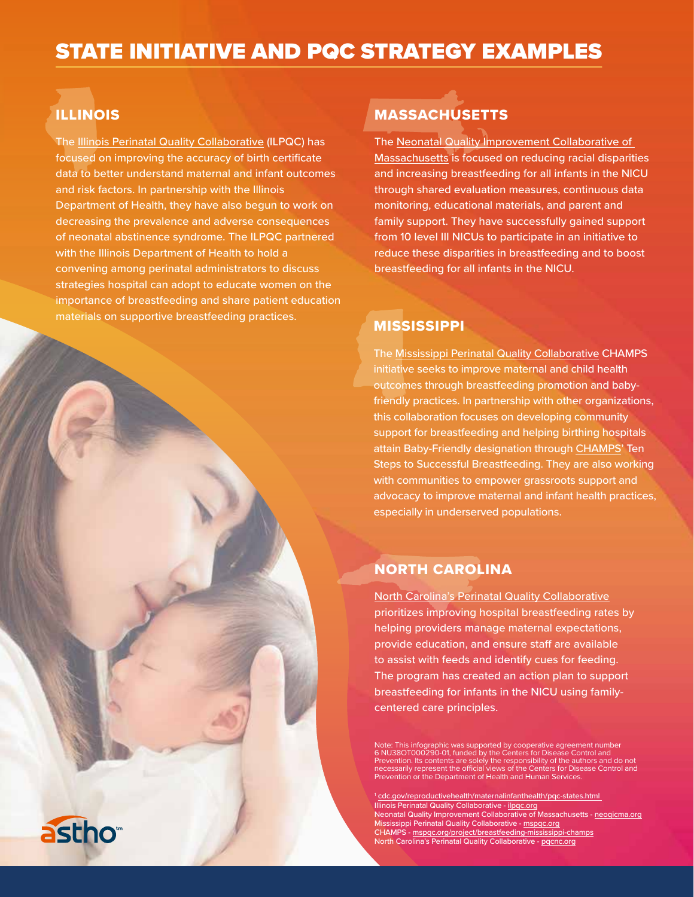# STATE INITIATIVE AND PQC STRATEGY EXAMPLES

## ILLINOIS

The Illinois Perinatal Quality Collaborative (ILPQC) has focused on improving the accuracy of birth certificate data to better understand maternal and infant outcomes and risk factors. In partnership with the Illinois Department of Health, they have also begun to work on decreasing the prevalence and adverse consequences of neonatal abstinence syndrome. The ILPQC partnered with the Illinois Department of Health to hold a convening among perinatal administrators to discuss strategies hospital can adopt to educate women on the importance of breastfeeding and share patient education materials on supportive breastfeeding practices.

## MASSACHUSETTS

The Neonatal Quality Improvement Collaborative of Massachusetts is focused on reducing racial disparities and increasing breastfeeding for all infants in the NICU through shared evaluation measures, continuous data monitoring, educational materials, and parent and family support. They have successfully gained support from 10 level III NICUs to participate in an initiative to reduce these disparities in breastfeeding and to boost breastfeeding for all infants in the NICU.

## MISSISSIPPI

The Mississippi Perinatal Quality Collaborative CHAMPS initiative seeks to improve maternal and child health outcomes through breastfeeding promotion and baby-friendly practices. In partnership with other organizations, this collaboration focuses on developing community support for breastfeeding and helping birthing hospitals attain Baby-Friendly designation through CHAMPS' Ten Steps to Successful Breastfeeding. They are also working with communities to empower grassroots support and advocacy to improve maternal and infant health practices, especially in underserved populations.

## NORTH CAROLINA

North Carolina's Perinatal Quality Collaborative prioritizes improving hospital breastfeeding rates by helping providers manage maternal expectations, provide education, and ensure staff are available to assist with feeds and identify cues for feeding. The program has created an action plan to support breastfeeding for infants in the NICU using family-centered care principles.

Note: This infographic was supported by cooperative agreement number 6 NU38OT000290-01, funded by the Centers for Disease Control and Prevention. Its contents are solely the responsibility of the authors and do not necessarily represent the official views of the Centers for Disease Control and Prevention or the Department of Health and Human Services.

[1] cdc.gov/reproductivehealth/maternalinfanthealth/pqc-states.html
Illinois Perinatal Quality Collaborative - ilpqc.org
Neonatal Quality Improvement Collaborative of Massachusetts - neoqicma.org
Mississippi Perinatal Quality Collaborative - mspqc.org
CHAMPS - mspqc.org/project/breastfeeding-mississippi-champs
North Carolina's Perinatal Quality Collaborative - pqcnc.org

astho